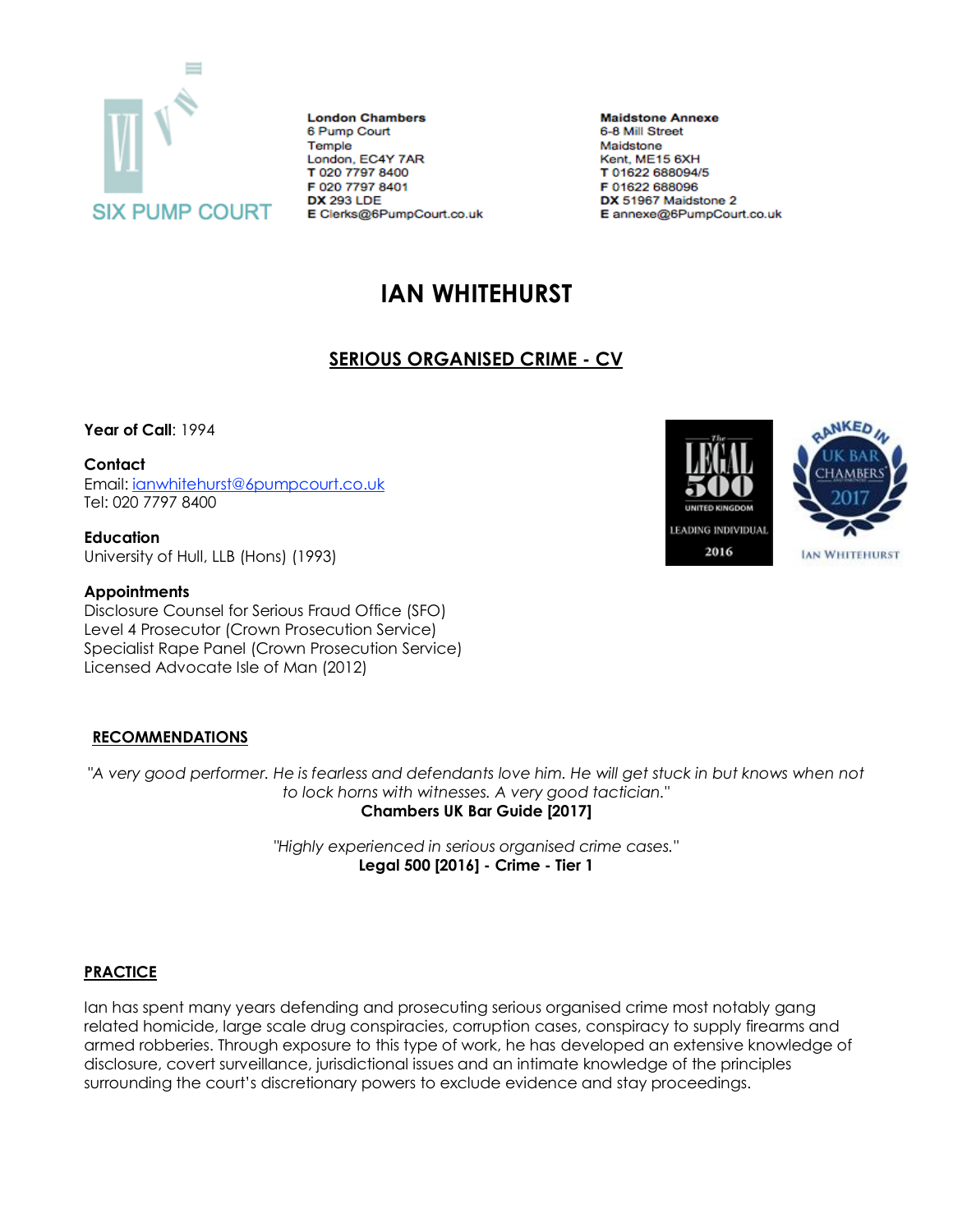SIX PUMP COURT

**London Chambers**
6 Pump Court
Temple
London, EC4Y 7AR
**T** 020 7797 8400
**F** 020 7797 8401
**DX** 293 LDE
**E** Clerks@6PumpCourt.co.uk

**Maidstone Annexe**
6-8 Mill Street
Maidstone
Kent, ME15 6XH
**T** 01622 688094/5
**F** 01622 688096
**DX** 51967 Maidstone 2
**E** annexe@6PumpCourt.co.uk

# IAN WHITEHURST

## SERIOUS ORGANISED CRIME - CV

**Year of Call**: 1994

**Contact**
Email: ianwhitehurst@6pumpcourt.co.uk
Tel: 020 7797 8400

**Education**
University of Hull, LLB (Hons) (1993)

**Appointments**
Disclosure Counsel for Serious Fraud Office (SFO)
Level 4 Prosecutor (Crown Prosecution Service)
Specialist Rape Panel (Crown Prosecution Service)
Licensed Advocate Isle of Man (2012)

The Legal 500 United Kingdom Leading Individual 2016

Ranked in UK Bar Chambers 2017 Ian Whitehurst

### RECOMMENDATIONS

*"A very good performer. He is fearless and defendants love him. He will get stuck in but knows when not to lock horns with witnesses. A very good tactician."*
**Chambers UK Bar Guide [2017]**

*"Highly experienced in serious organised crime cases."*
**Legal 500 [2016] - Crime - Tier 1**

### PRACTICE

Ian has spent many years defending and prosecuting serious organised crime most notably gang related homicide, large scale drug conspiracies, corruption cases, conspiracy to supply firearms and armed robberies. Through exposure to this type of work, he has developed an extensive knowledge of disclosure, covert surveillance, jurisdictional issues and an intimate knowledge of the principles surrounding the court's discretionary powers to exclude evidence and stay proceedings.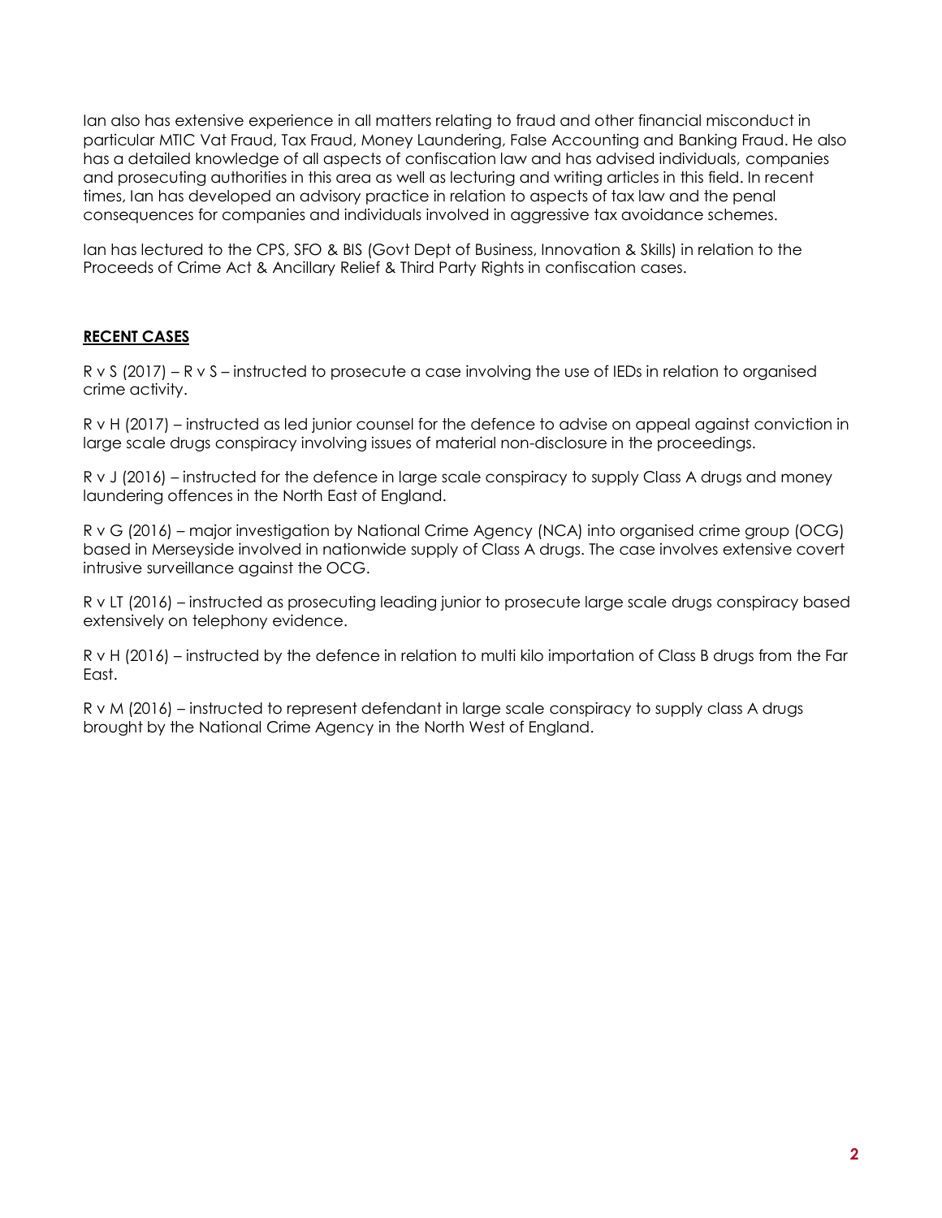Ian also has extensive experience in all matters relating to fraud and other financial misconduct in particular MTIC Vat Fraud, Tax Fraud, Money Laundering, False Accounting and Banking Fraud. He also has a detailed knowledge of all aspects of confiscation law and has advised individuals, companies and prosecuting authorities in this area as well as lecturing and writing articles in this field. In recent times, Ian has developed an advisory practice in relation to aspects of tax law and the penal consequences for companies and individuals involved in aggressive tax avoidance schemes.

Ian has lectured to the CPS, SFO & BIS (Govt Dept of Business, Innovation & Skills) in relation to the Proceeds of Crime Act & Ancillary Relief & Third Party Rights in confiscation cases.

## **RECENT CASES**

R v S (2017) – R v S – instructed to prosecute a case involving the use of IEDs in relation to organised crime activity.

R v H (2017) – instructed as led junior counsel for the defence to advise on appeal against conviction in large scale drugs conspiracy involving issues of material non-disclosure in the proceedings.

R v J (2016) – instructed for the defence in large scale conspiracy to supply Class A drugs and money laundering offences in the North East of England.

R v G (2016) – major investigation by National Crime Agency (NCA) into organised crime group (OCG) based in Merseyside involved in nationwide supply of Class A drugs. The case involves extensive covert intrusive surveillance against the OCG.

R v LT (2016) – instructed as prosecuting leading junior to prosecute large scale drugs conspiracy based extensively on telephony evidence.

R v H (2016) – instructed by the defence in relation to multi kilo importation of Class B drugs from the Far East.

R v M (2016) – instructed to represent defendant in large scale conspiracy to supply class A drugs brought by the National Crime Agency in the North West of England.